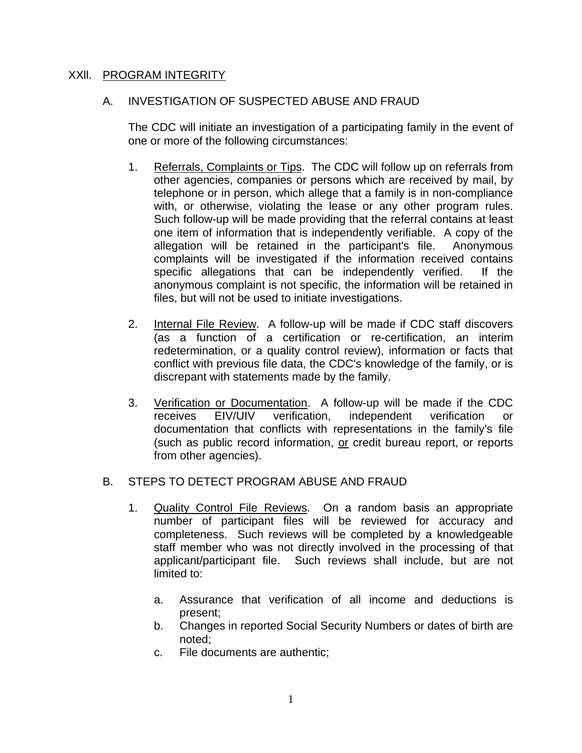# XXII. PROGRAM INTEGRITY

## A. INVESTIGATION OF SUSPECTED ABUSE AND FRAUD

The CDC will initiate an investigation of a participating family in the event of one or more of the following circumstances:

1. Referrals, Complaints or Tips. The CDC will follow up on referrals from other agencies, companies or persons which are received by mail, by telephone or in person, which allege that a family is in non-compliance with, or otherwise, violating the lease or any other program rules. Such follow-up will be made providing that the referral contains at least one item of information that is independently verifiable. A copy of the allegation will be retained in the participant's file. Anonymous complaints will be investigated if the information received contains specific allegations that can be independently verified. If the anonymous complaint is not specific, the information will be retained in files, but will not be used to initiate investigations.

2. Internal File Review. A follow-up will be made if CDC staff discovers (as a function of a certification or re-certification, an interim redetermination, or a quality control review), information or facts that conflict with previous file data, the CDC's knowledge of the family, or is discrepant with statements made by the family.

3. Verification or Documentation. A follow-up will be made if the CDC receives EIV/UIV verification, independent verification or documentation that conflicts with representations in the family's file (such as public record information, or credit bureau report, or reports from other agencies).

## B. STEPS TO DETECT PROGRAM ABUSE AND FRAUD

1. Quality Control File Reviews. On a random basis an appropriate number of participant files will be reviewed for accuracy and completeness. Such reviews will be completed by a knowledgeable staff member who was not directly involved in the processing of that applicant/participant file. Such reviews shall include, but are not limited to:

   a. Assurance that verification of all income and deductions is present;
   b. Changes in reported Social Security Numbers or dates of birth are noted;
   c. File documents are authentic;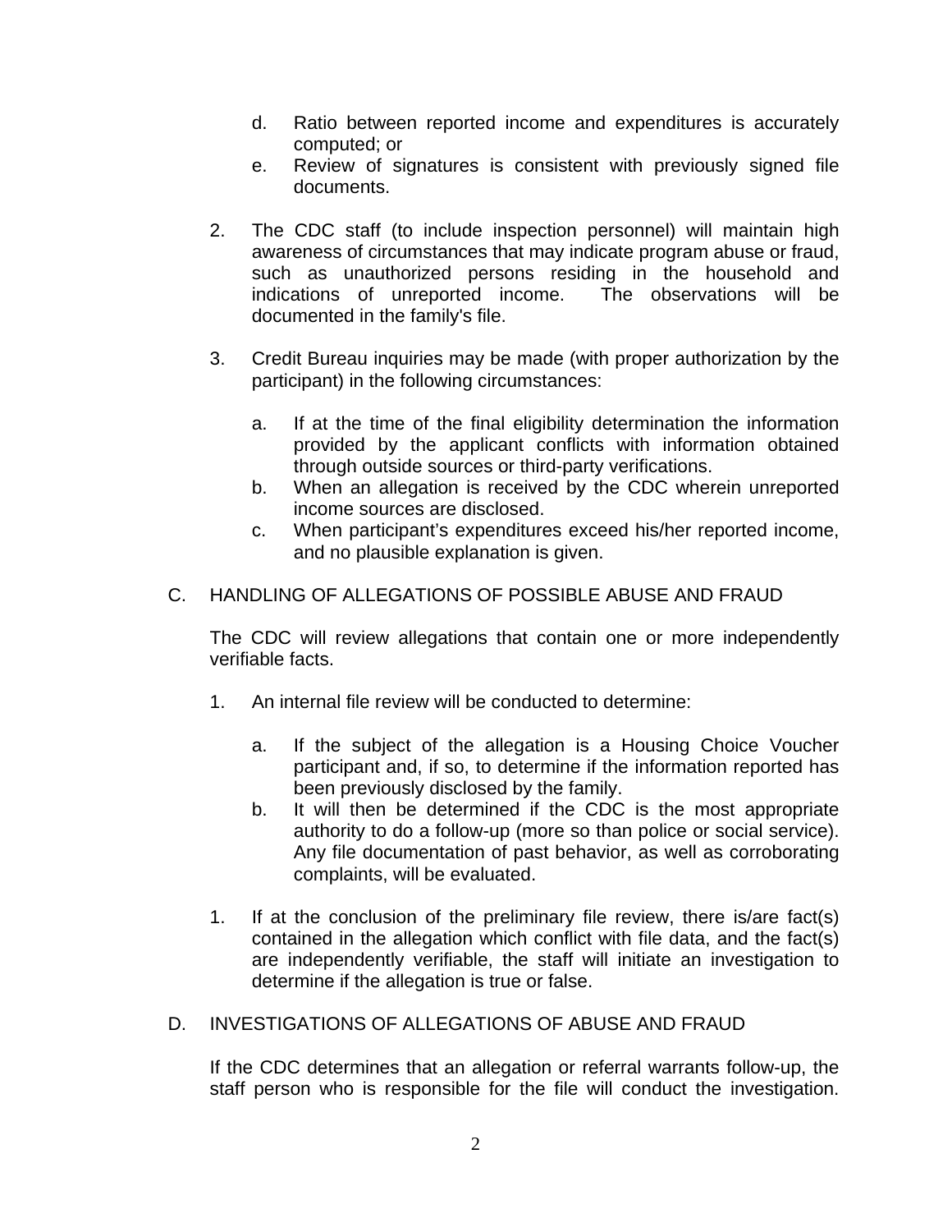d. Ratio between reported income and expenditures is accurately computed; or
   e. Review of signatures is consistent with previously signed file documents.

2. The CDC staff (to include inspection personnel) will maintain high awareness of circumstances that may indicate program abuse or fraud, such as unauthorized persons residing in the household and indications of unreported income. The observations will be documented in the family's file.

3. Credit Bureau inquiries may be made (with proper authorization by the participant) in the following circumstances:

   a. If at the time of the final eligibility determination the information provided by the applicant conflicts with information obtained through outside sources or third-party verifications.
   b. When an allegation is received by the CDC wherein unreported income sources are disclosed.
   c. When participant's expenditures exceed his/her reported income, and no plausible explanation is given.

## C. HANDLING OF ALLEGATIONS OF POSSIBLE ABUSE AND FRAUD

The CDC will review allegations that contain one or more independently verifiable facts.

1. An internal file review will be conducted to determine:

   a. If the subject of the allegation is a Housing Choice Voucher participant and, if so, to determine if the information reported has been previously disclosed by the family.
   b. It will then be determined if the CDC is the most appropriate authority to do a follow-up (more so than police or social service). Any file documentation of past behavior, as well as corroborating complaints, will be evaluated.

1. If at the conclusion of the preliminary file review, there is/are fact(s) contained in the allegation which conflict with file data, and the fact(s) are independently verifiable, the staff will initiate an investigation to determine if the allegation is true or false.

## D. INVESTIGATIONS OF ALLEGATIONS OF ABUSE AND FRAUD

If the CDC determines that an allegation or referral warrants follow-up, the staff person who is responsible for the file will conduct the investigation.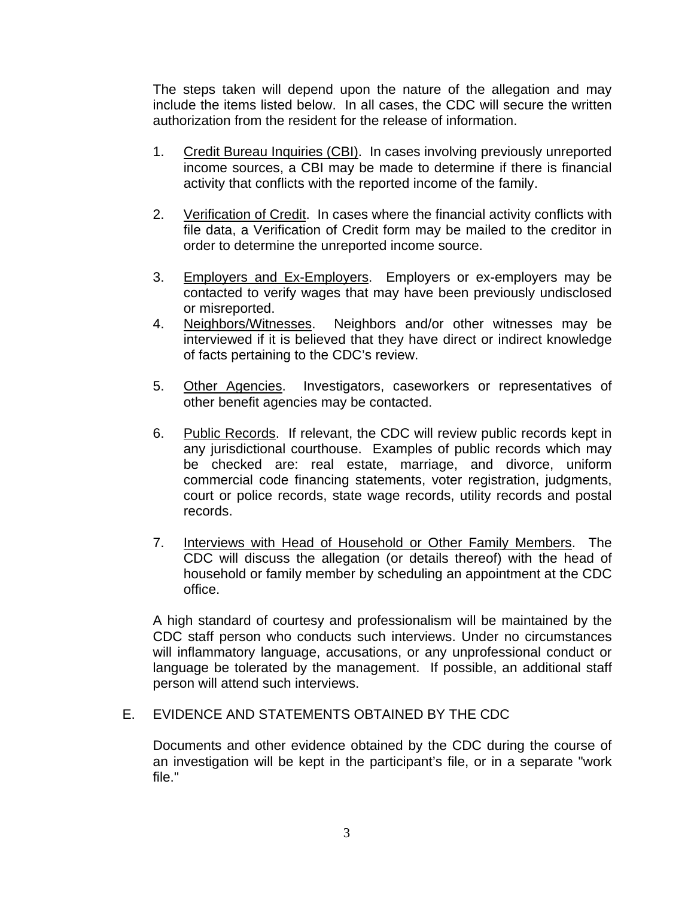The steps taken will depend upon the nature of the allegation and may include the items listed below. In all cases, the CDC will secure the written authorization from the resident for the release of information.

1. Credit Bureau Inquiries (CBI). In cases involving previously unreported income sources, a CBI may be made to determine if there is financial activity that conflicts with the reported income of the family.

2. Verification of Credit. In cases where the financial activity conflicts with file data, a Verification of Credit form may be mailed to the creditor in order to determine the unreported income source.

3. Employers and Ex-Employers. Employers or ex-employers may be contacted to verify wages that may have been previously undisclosed or misreported.

4. Neighbors/Witnesses. Neighbors and/or other witnesses may be interviewed if it is believed that they have direct or indirect knowledge of facts pertaining to the CDC's review.

5. Other Agencies. Investigators, caseworkers or representatives of other benefit agencies may be contacted.

6. Public Records. If relevant, the CDC will review public records kept in any jurisdictional courthouse. Examples of public records which may be checked are: real estate, marriage, and divorce, uniform commercial code financing statements, voter registration, judgments, court or police records, state wage records, utility records and postal records.

7. Interviews with Head of Household or Other Family Members. The CDC will discuss the allegation (or details thereof) with the head of household or family member by scheduling an appointment at the CDC office.

A high standard of courtesy and professionalism will be maintained by the CDC staff person who conducts such interviews. Under no circumstances will inflammatory language, accusations, or any unprofessional conduct or language be tolerated by the management. If possible, an additional staff person will attend such interviews.

## E. EVIDENCE AND STATEMENTS OBTAINED BY THE CDC

Documents and other evidence obtained by the CDC during the course of an investigation will be kept in the participant's file, or in a separate "work file."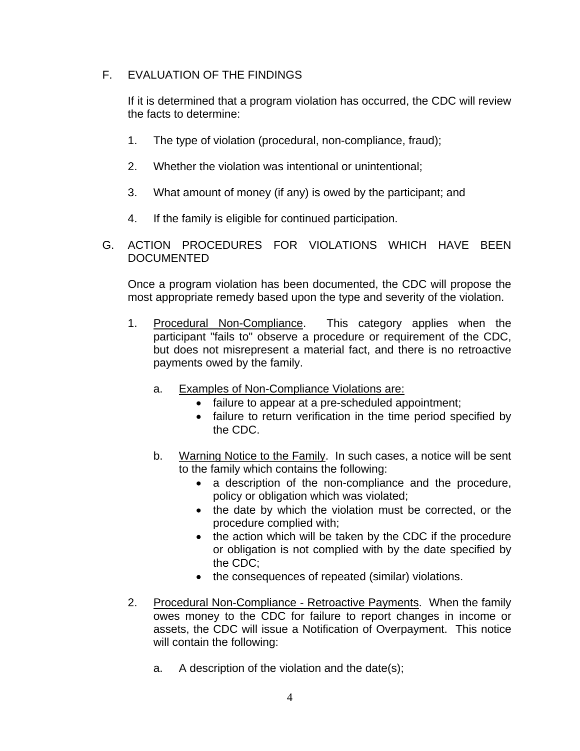## F. EVALUATION OF THE FINDINGS

If it is determined that a program violation has occurred, the CDC will review the facts to determine:

1. The type of violation (procedural, non-compliance, fraud);

2. Whether the violation was intentional or unintentional;

3. What amount of money (if any) is owed by the participant; and

4. If the family is eligible for continued participation.

## G. ACTION PROCEDURES FOR VIOLATIONS WHICH HAVE BEEN DOCUMENTED

Once a program violation has been documented, the CDC will propose the most appropriate remedy based upon the type and severity of the violation.

1. <u>Procedural Non-Compliance</u>. This category applies when the participant "fails to" observe a procedure or requirement of the CDC, but does not misrepresent a material fact, and there is no retroactive payments owed by the family.

   a. <u>Examples of Non-Compliance Violations are:</u>
      - failure to appear at a pre-scheduled appointment;
      - failure to return verification in the time period specified by the CDC.

   b. <u>Warning Notice to the Family</u>. In such cases, a notice will be sent to the family which contains the following:
      - a description of the non-compliance and the procedure, policy or obligation which was violated;
      - the date by which the violation must be corrected, or the procedure complied with;
      - the action which will be taken by the CDC if the procedure or obligation is not complied with by the date specified by the CDC;
      - the consequences of repeated (similar) violations.

2. <u>Procedural Non-Compliance - Retroactive Payments</u>. When the family owes money to the CDC for failure to report changes in income or assets, the CDC will issue a Notification of Overpayment. This notice will contain the following:

   a. A description of the violation and the date(s);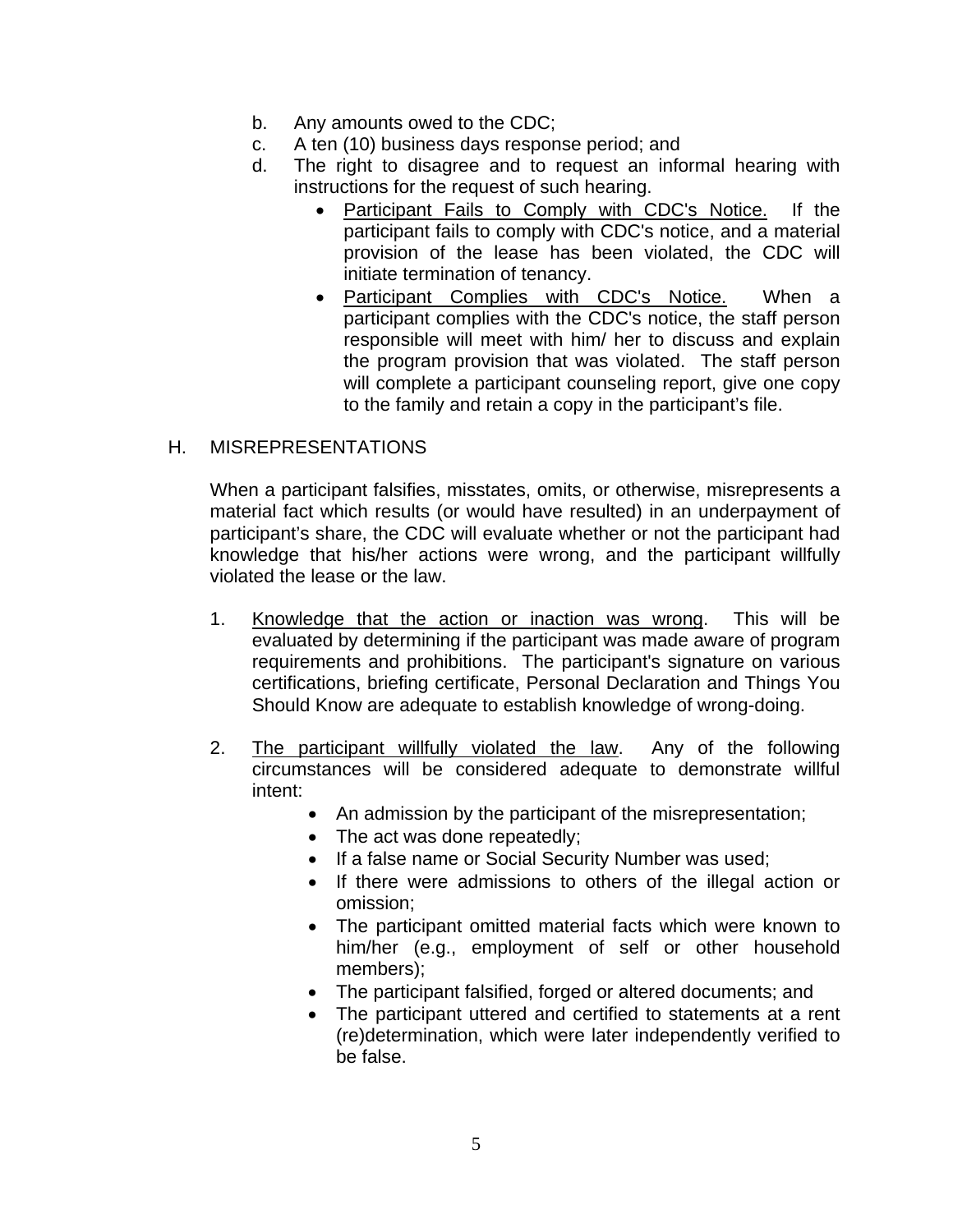b. Any amounts owed to the CDC;
c. A ten (10) business days response period; and
d. The right to disagree and to request an informal hearing with instructions for the request of such hearing.
    - Participant Fails to Comply with CDC's Notice. If the participant fails to comply with CDC's notice, and a material provision of the lease has been violated, the CDC will initiate termination of tenancy.
    - Participant Complies with CDC's Notice. When a participant complies with the CDC's notice, the staff person responsible will meet with him/ her to discuss and explain the program provision that was violated. The staff person will complete a participant counseling report, give one copy to the family and retain a copy in the participant's file.

## H. MISREPRESENTATIONS

When a participant falsifies, misstates, omits, or otherwise, misrepresents a material fact which results (or would have resulted) in an underpayment of participant's share, the CDC will evaluate whether or not the participant had knowledge that his/her actions were wrong, and the participant willfully violated the lease or the law.

1. Knowledge that the action or inaction was wrong. This will be evaluated by determining if the participant was made aware of program requirements and prohibitions. The participant's signature on various certifications, briefing certificate, Personal Declaration and Things You Should Know are adequate to establish knowledge of wrong-doing.

2. The participant willfully violated the law. Any of the following circumstances will be considered adequate to demonstrate willful intent:
    - An admission by the participant of the misrepresentation;
    - The act was done repeatedly;
    - If a false name or Social Security Number was used;
    - If there were admissions to others of the illegal action or omission;
    - The participant omitted material facts which were known to him/her (e.g., employment of self or other household members);
    - The participant falsified, forged or altered documents; and
    - The participant uttered and certified to statements at a rent (re)determination, which were later independently verified to be false.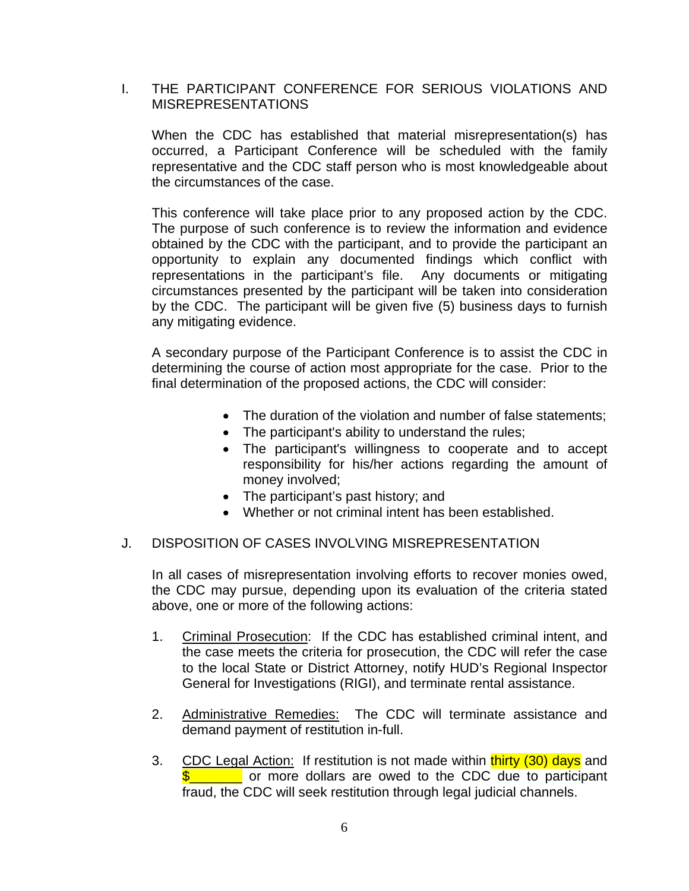## I. THE PARTICIPANT CONFERENCE FOR SERIOUS VIOLATIONS AND MISREPRESENTATIONS

When the CDC has established that material misrepresentation(s) has occurred, a Participant Conference will be scheduled with the family representative and the CDC staff person who is most knowledgeable about the circumstances of the case.

This conference will take place prior to any proposed action by the CDC. The purpose of such conference is to review the information and evidence obtained by the CDC with the participant, and to provide the participant an opportunity to explain any documented findings which conflict with representations in the participant's file. Any documents or mitigating circumstances presented by the participant will be taken into consideration by the CDC. The participant will be given five (5) business days to furnish any mitigating evidence.

A secondary purpose of the Participant Conference is to assist the CDC in determining the course of action most appropriate for the case. Prior to the final determination of the proposed actions, the CDC will consider:

- The duration of the violation and number of false statements;
- The participant's ability to understand the rules;
- The participant's willingness to cooperate and to accept responsibility for his/her actions regarding the amount of money involved;
- The participant's past history; and
- Whether or not criminal intent has been established.

## J. DISPOSITION OF CASES INVOLVING MISREPRESENTATION

In all cases of misrepresentation involving efforts to recover monies owed, the CDC may pursue, depending upon its evaluation of the criteria stated above, one or more of the following actions:

1. Criminal Prosecution: If the CDC has established criminal intent, and the case meets the criteria for prosecution, the CDC will refer the case to the local State or District Attorney, notify HUD's Regional Inspector General for Investigations (RIGI), and terminate rental assistance.

2. Administrative Remedies: The CDC will terminate assistance and demand payment of restitution in-full.

3. CDC Legal Action: If restitution is not made within thirty (30) days and $_______ or more dollars are owed to the CDC due to participant fraud, the CDC will seek restitution through legal judicial channels.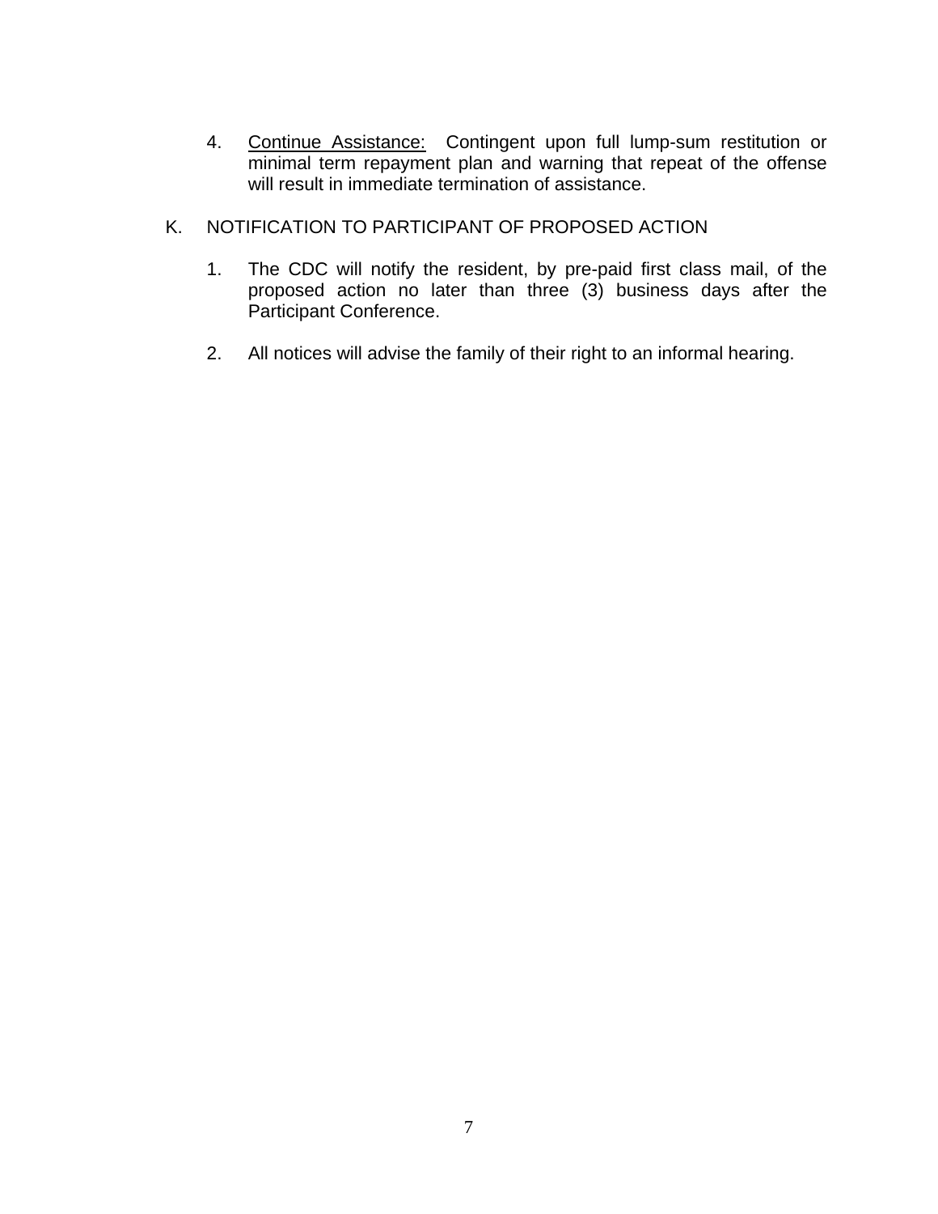4. <u>Continue Assistance:</u> Contingent upon full lump-sum restitution or minimal term repayment plan and warning that repeat of the offense will result in immediate termination of assistance.

K. NOTIFICATION TO PARTICIPANT OF PROPOSED ACTION

1. The CDC will notify the resident, by pre-paid first class mail, of the proposed action no later than three (3) business days after the Participant Conference.

2. All notices will advise the family of their right to an informal hearing.